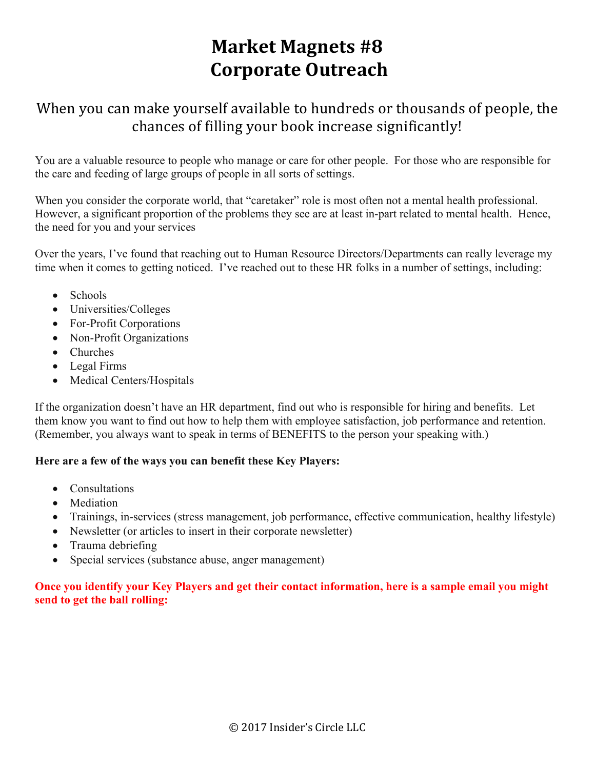# Market Magnets #8
# Corporate Outreach

## When you can make yourself available to hundreds or thousands of people, the chances of filling your book increase significantly!

You are a valuable resource to people who manage or care for other people. For those who are responsible for the care and feeding of large groups of people in all sorts of settings.

When you consider the corporate world, that "caretaker" role is most often not a mental health professional. However, a significant proportion of the problems they see are at least in-part related to mental health. Hence, the need for you and your services

Over the years, I've found that reaching out to Human Resource Directors/Departments can really leverage my time when it comes to getting noticed. I've reached out to these HR folks in a number of settings, including:

- Schools
- Universities/Colleges
- For-Profit Corporations
- Non-Profit Organizations
- Churches
- Legal Firms
- Medical Centers/Hospitals

If the organization doesn't have an HR department, find out who is responsible for hiring and benefits. Let them know you want to find out how to help them with employee satisfaction, job performance and retention. (Remember, you always want to speak in terms of BENEFITS to the person your speaking with.)

**Here are a few of the ways you can benefit these Key Players:**

- Consultations
- Mediation
- Trainings, in-services (stress management, job performance, effective communication, healthy lifestyle)
- Newsletter (or articles to insert in their corporate newsletter)
- Trauma debriefing
- Special services (substance abuse, anger management)

**Once you identify your Key Players and get their contact information, here is a sample email you might send to get the ball rolling:**

© 2017 Insider's Circle LLC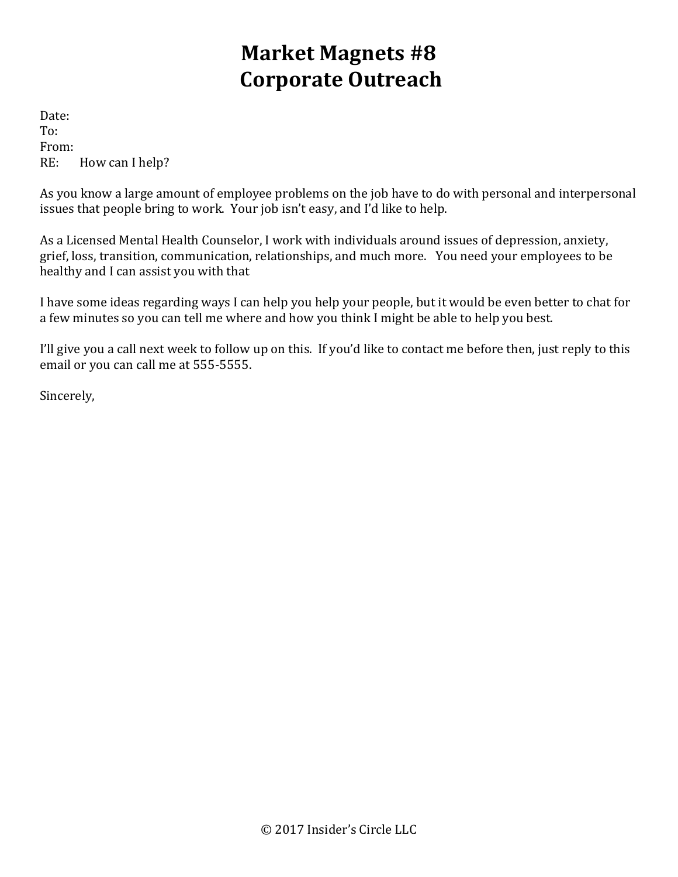# Market Magnets #8
# Corporate Outreach

Date:
To:
From:
RE: How can I help?

As you know a large amount of employee problems on the job have to do with personal and interpersonal issues that people bring to work. Your job isn't easy, and I'd like to help.

As a Licensed Mental Health Counselor, I work with individuals around issues of depression, anxiety, grief, loss, transition, communication, relationships, and much more. You need your employees to be healthy and I can assist you with that

I have some ideas regarding ways I can help you help your people, but it would be even better to chat for a few minutes so you can tell me where and how you think I might be able to help you best.

I'll give you a call next week to follow up on this. If you'd like to contact me before then, just reply to this email or you can call me at 555-5555.

Sincerely,

© 2017 Insider's Circle LLC